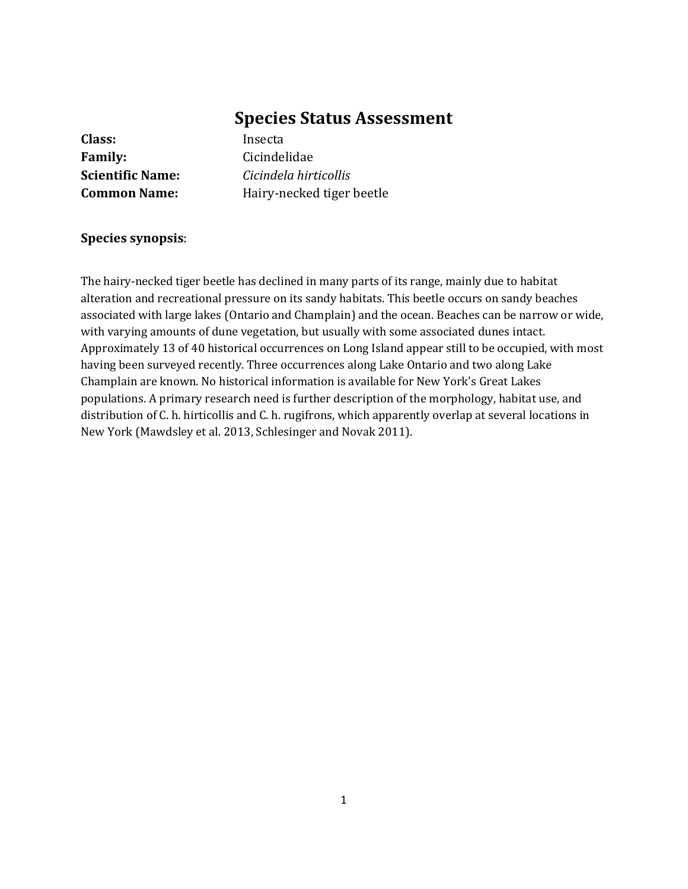# Species Status Assessment

**Class:** Insecta
**Family:** Cicindelidae
**Scientific Name:** *Cicindela hirticollis*
**Common Name:** Hairy-necked tiger beetle

**Species synopsis**:

The hairy-necked tiger beetle has declined in many parts of its range, mainly due to habitat alteration and recreational pressure on its sandy habitats. This beetle occurs on sandy beaches associated with large lakes (Ontario and Champlain) and the ocean. Beaches can be narrow or wide, with varying amounts of dune vegetation, but usually with some associated dunes intact. Approximately 13 of 40 historical occurrences on Long Island appear still to be occupied, with most having been surveyed recently. Three occurrences along Lake Ontario and two along Lake Champlain are known. No historical information is available for New York's Great Lakes populations. A primary research need is further description of the morphology, habitat use, and distribution of C. h. hirticollis and C. h. rugifrons, which apparently overlap at several locations in New York (Mawdsley et al. 2013, Schlesinger and Novak 2011).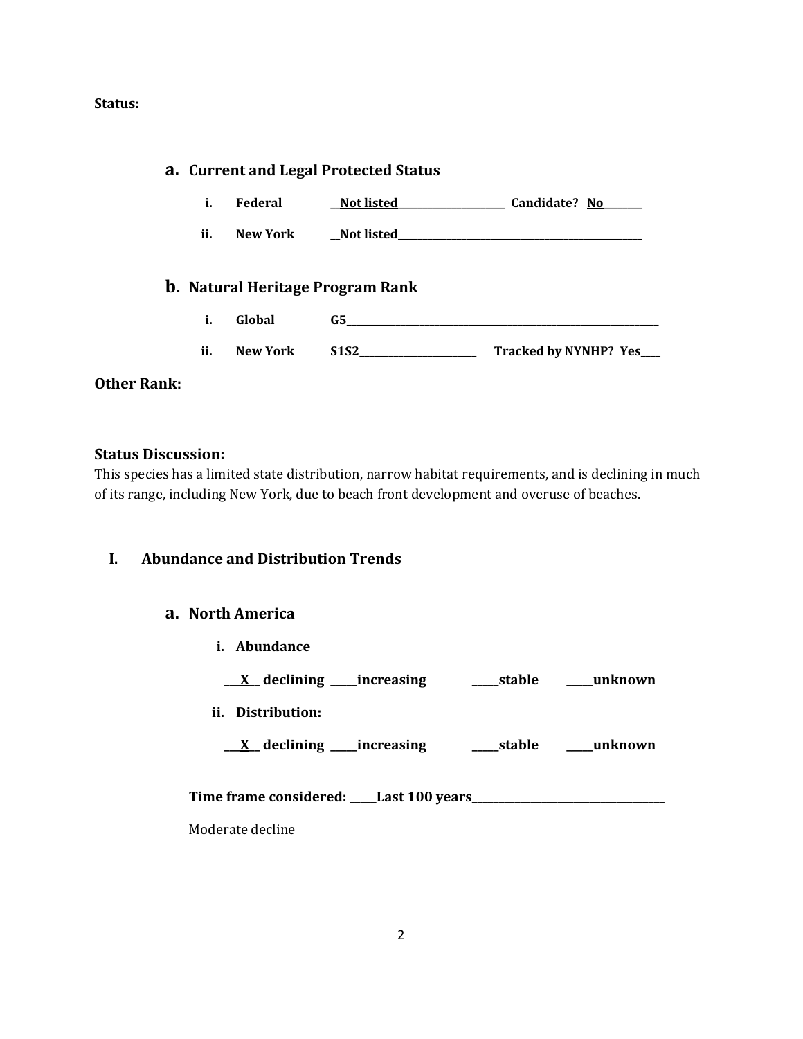**Status:**

## a. Current and Legal Protected Status

i. **Federal** __Not listed______________________ **Candidate?** No________

ii. **New York** __Not listed_________________________________________________

## b. Natural Heritage Program Rank

i. **Global** G5_________________________________________________________________

ii. **New York** S1S2_______________________ **Tracked by NYNHP? Yes____**

**Other Rank:**

**Status Discussion:**

This species has a limited state distribution, narrow habitat requirements, and is declining in much of its range, including New York, due to beach front development and overuse of beaches.

# I. Abundance and Distribution Trends

## a. North America

**i. Abundance**

___X__ declining _____increasing _____stable _____unknown

**ii. Distribution:**

___X__ declining _____increasing _____stable _____unknown

**Time frame considered:** _____Last 100 years____________________________________

Moderate decline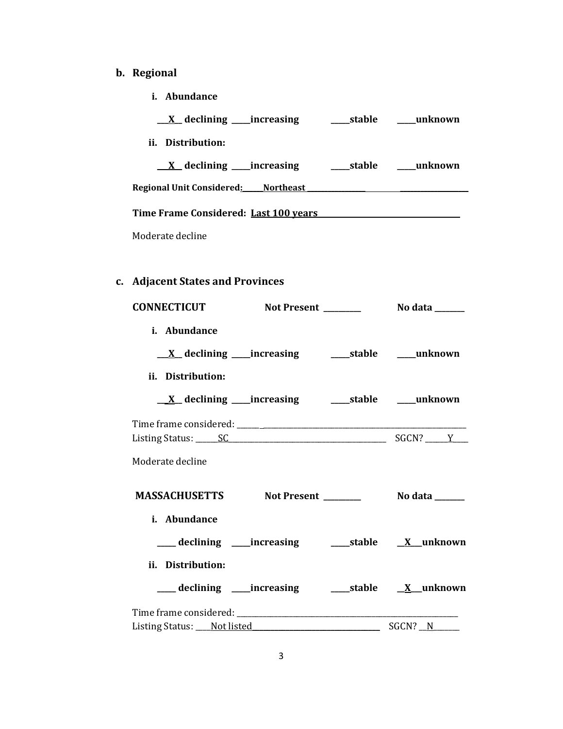**b. Regional**

**i. Abundance**

**\_\_X\_\_ declining \_\_\_\_increasing \_\_\_\_stable \_\_\_\_unknown**

**ii. Distribution:**

**\_\_X\_\_ declining \_\_\_\_increasing \_\_\_\_stable \_\_\_\_unknown**

**Regional Unit Considered: Northeast**

**Time Frame Considered: Last 100 years**

Moderate decline

**c. Adjacent States and Provinces**

**CONNECTICUT** **Not Present \_\_\_\_\_\_\_\_** **No data \_\_\_\_\_\_\_**

**i. Abundance**

**\_\_X\_\_ declining \_\_\_\_increasing \_\_\_\_stable \_\_\_\_unknown**

**ii. Distribution:**

**\_\_X\_\_ declining \_\_\_\_increasing \_\_\_\_stable \_\_\_\_unknown**

Time frame considered: \_\_\_\_\_\_\_\_\_\_\_\_\_\_\_\_\_\_
Listing Status: SC SGCN? Y

Moderate decline

**MASSACHUSETTS** **Not Present \_\_\_\_\_\_\_\_** **No data \_\_\_\_\_\_\_**

**i. Abundance**

**\_\_\_\_ declining \_\_\_\_increasing \_\_\_\_stable \_\_X\_\_unknown**

**ii. Distribution:**

**\_\_\_\_ declining \_\_\_\_increasing \_\_\_\_stable \_\_X\_\_unknown**

Time frame considered: \_\_\_\_\_\_\_\_\_\_\_\_\_\_\_\_\_\_
Listing Status: Not listed SGCN? N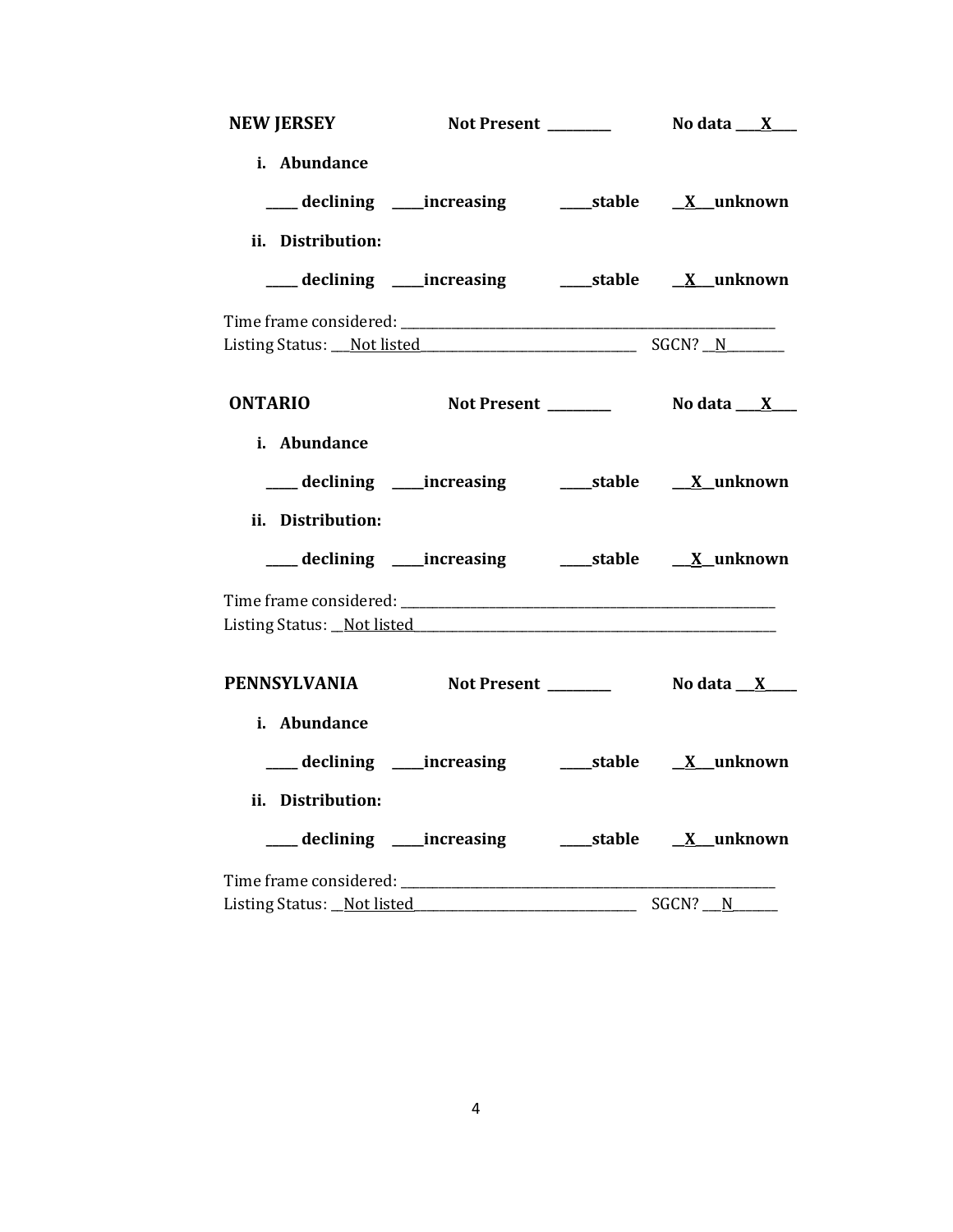**NEW JERSEY** **Not Present** _________ **No data** ____X____

**i. Abundance**

_____ **declining** _____**increasing** _____**stable** __X__**unknown**

**ii. Distribution:**

_____ **declining** _____**increasing** _____**stable** __X__**unknown**

Time frame considered: ___________________________________________________________

Listing Status: ___Not listed_________________________________ SGCN? __N_________

**ONTARIO** **Not Present** _________ **No data** ____X____

**i. Abundance**

_____ **declining** _____**increasing** _____**stable** ___X__**unknown**

**ii. Distribution:**

_____ **declining** _____**increasing** _____**stable** ___X__**unknown**

Time frame considered: ___________________________________________________________

Listing Status: __Not listed_______________________________________________________

**PENNSYLVANIA** **Not Present** _________ **No data** ___X_____

**i. Abundance**

_____ **declining** _____**increasing** _____**stable** __X__**unknown**

**ii. Distribution:**

_____ **declining** _____**increasing** _____**stable** __X__**unknown**

Time frame considered: ___________________________________________________________

Listing Status: __Not listed___________________________________ SGCN? ___N_______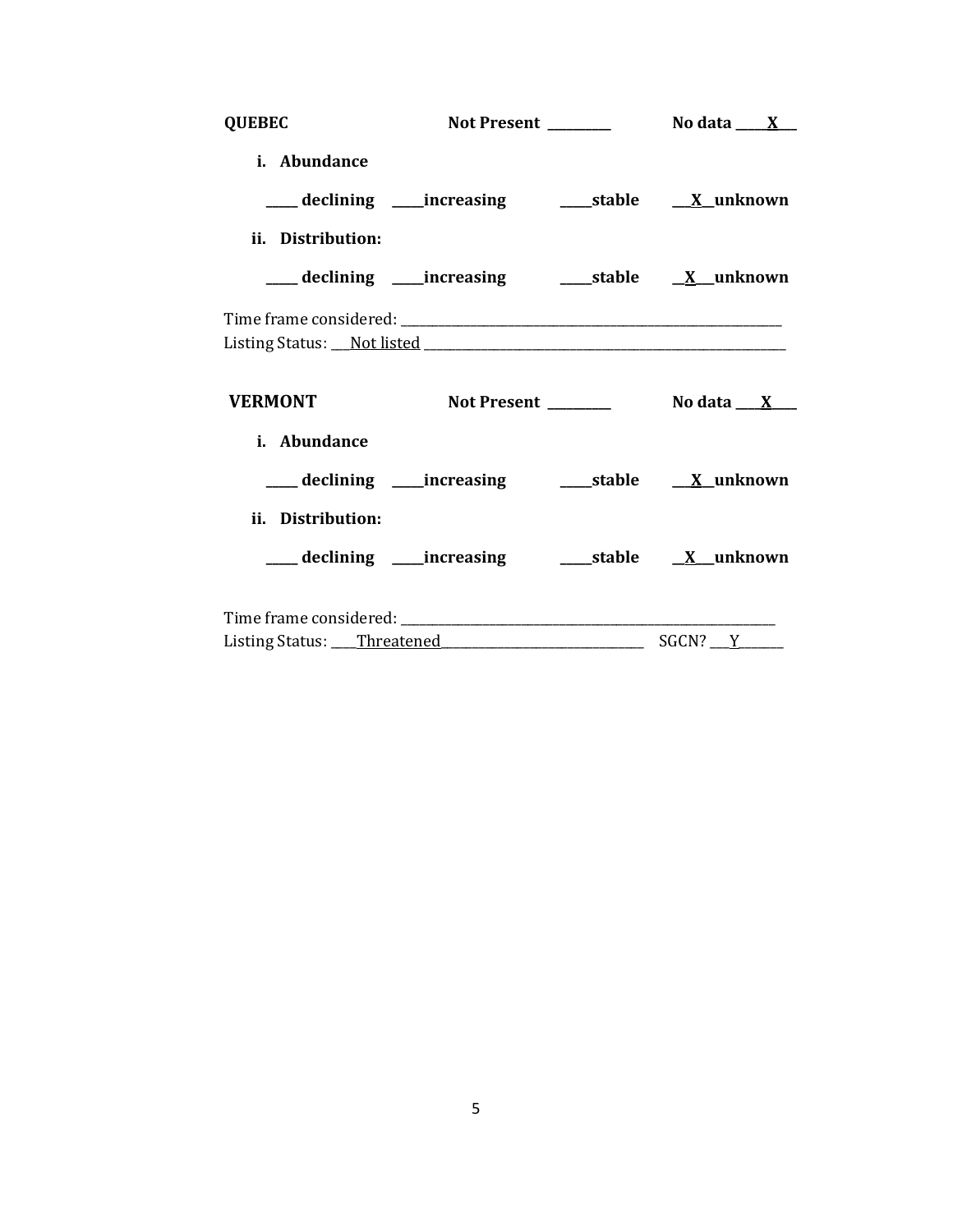**QUEBEC** **Not Present _________** **No data ____X___**

**i. Abundance**

**_____ declining _____increasing _____stable __X__unknown**

**ii. Distribution:**

**_____ declining _____increasing _____stable __X__unknown**

Time frame considered: ___________________________________________________________

Listing Status: ___Not listed _______________________________________________________

**VERMONT** **Not Present _________** **No data ____X____**

**i. Abundance**

**_____ declining _____increasing _____stable __X__unknown**

**ii. Distribution:**

**_____ declining _____increasing _____stable __X__unknown**

Time frame considered: ___________________________________________________________

Listing Status: ____Threatened________________________________ SGCN? ___Y______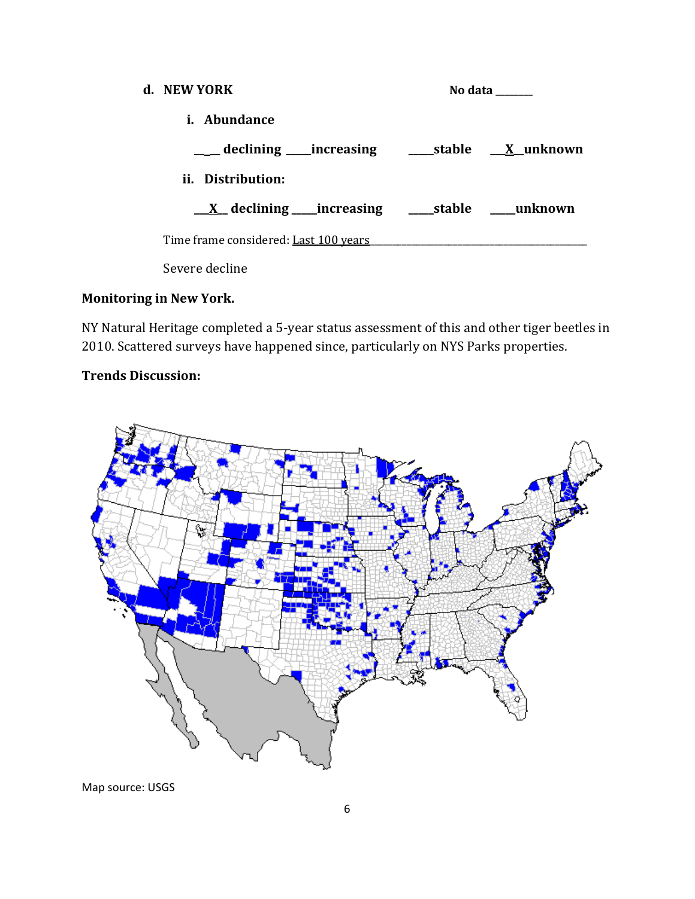**d. NEW YORK** No data ________

**i. Abundance**

**___ declining ____increasing ____stable __X__unknown**

**ii. Distribution:**

**__X__ declining ____increasing ____stable ____unknown**

Time frame considered: Last 100 years

Severe decline

**Monitoring in New York.**

NY Natural Heritage completed a 5-year status assessment of this and other tiger beetles in 2010. Scattered surveys have happened since, particularly on NYS Parks properties.

**Trends Discussion:**

Map source: USGS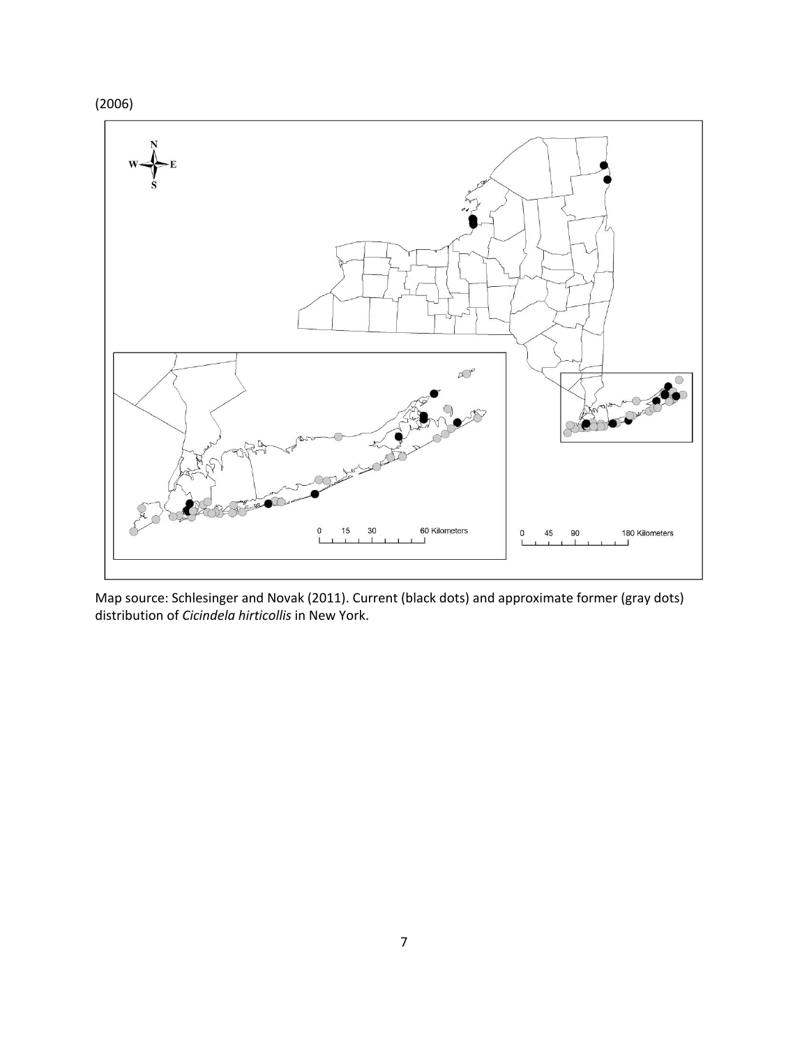(2006)

Map source: Schlesinger and Novak (2011). Current (black dots) and approximate former (gray dots) distribution of *Cicindela hirticollis* in New York.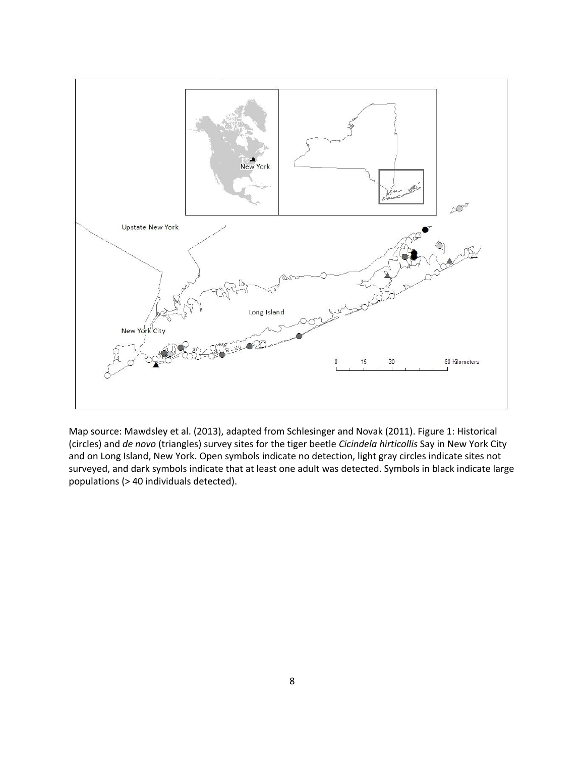Map source: Mawdsley et al. (2013), adapted from Schlesinger and Novak (2011). Figure 1: Historical (circles) and *de novo* (triangles) survey sites for the tiger beetle *Cicindela hirticollis* Say in New York City and on Long Island, New York. Open symbols indicate no detection, light gray circles indicate sites not surveyed, and dark symbols indicate that at least one adult was detected. Symbols in black indicate large populations (> 40 individuals detected).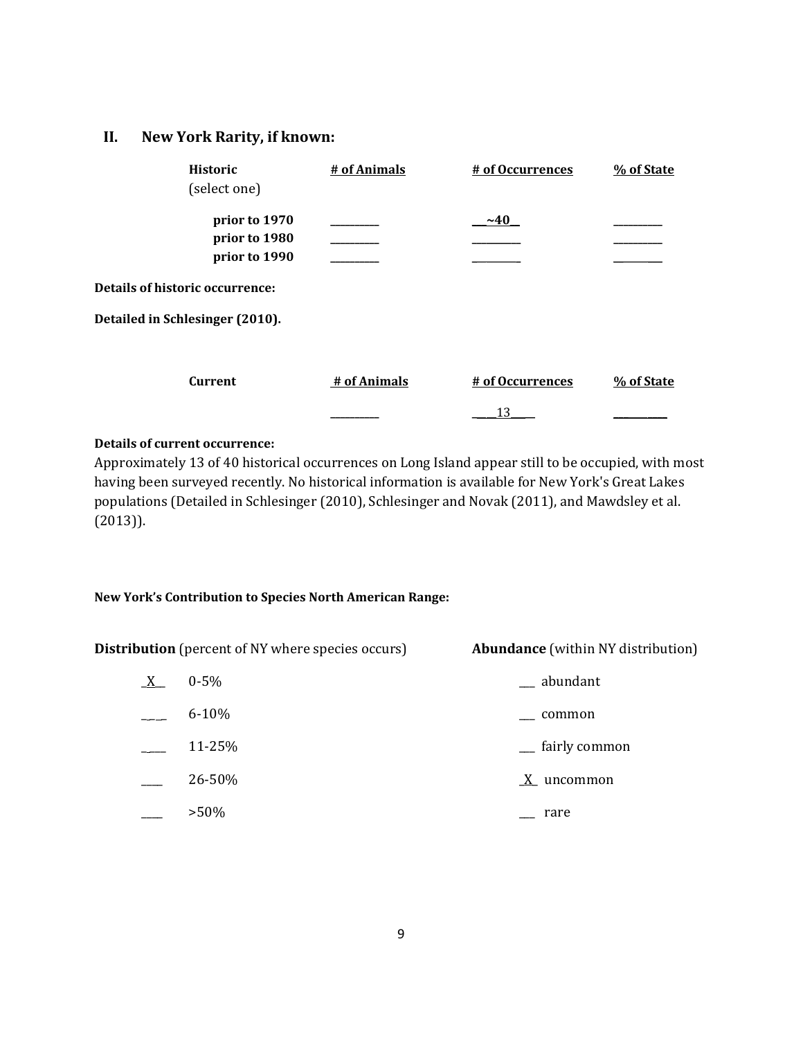## II. New York Rarity, if known:

| Historic (select one) | # of Animals | # of Occurrences | % of State |
|---|---|---|---|
| prior to 1970 | _________ | __~40_ | _________ |
| prior to 1980 | _________ | _________ | _________ |
| prior to 1990 | _________ | _________ | _________ |

**Details of historic occurrence:**

**Detailed in Schlesinger (2010).**

| Current | # of Animals | # of Occurrences | % of State |
|---|---|---|---|
| | _________ | ____13____ | _________ |

**Details of current occurrence:**

Approximately 13 of 40 historical occurrences on Long Island appear still to be occupied, with most having been surveyed recently. No historical information is available for New York's Great Lakes populations (Detailed in Schlesinger (2010), Schlesinger and Novak (2011), and Mawdsley et al. (2013)).

**New York's Contribution to Species North American Range:**

| **Distribution** (percent of NY where species occurs) | | **Abundance** (within NY distribution) | |
|---|---|---|---|
| _X__ | 0-5% | ___ | abundant |
| ____ | 6-10% | ___ | common |
| ____ | 11-25% | ___ | fairly common |
| ____ | 26-50% | _X_ | uncommon |
| ____ | >50% | ___ | rare |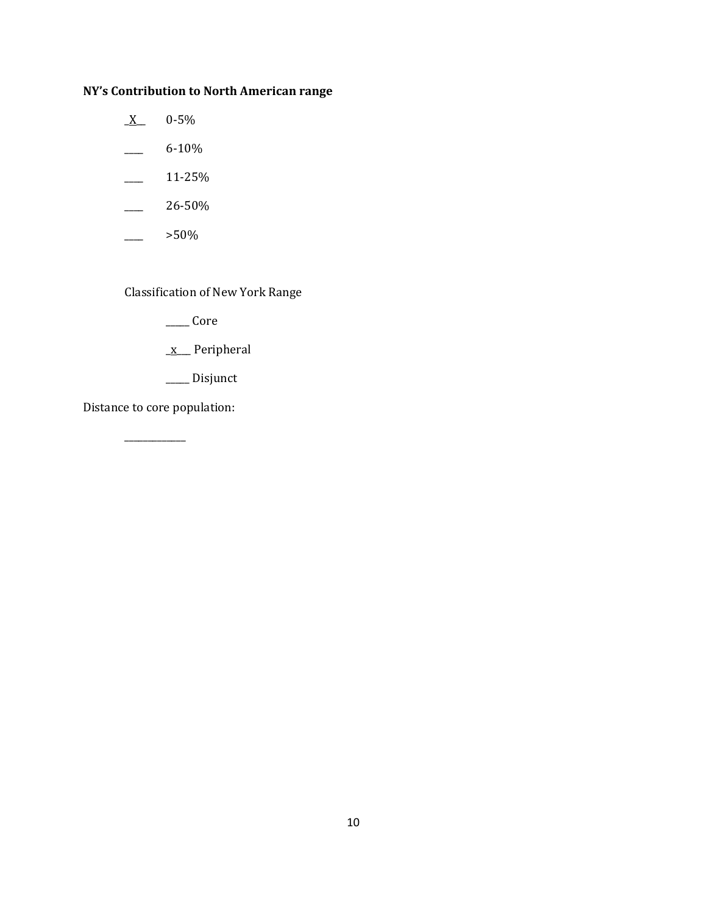**NY's Contribution to North American range**

_X__ 0-5%

____ 6-10%

____ 11-25%

____ 26-50%

____ >50%

Classification of New York Range

_____ Core

_x___ Peripheral

_____ Disjunct

Distance to core population:

_____________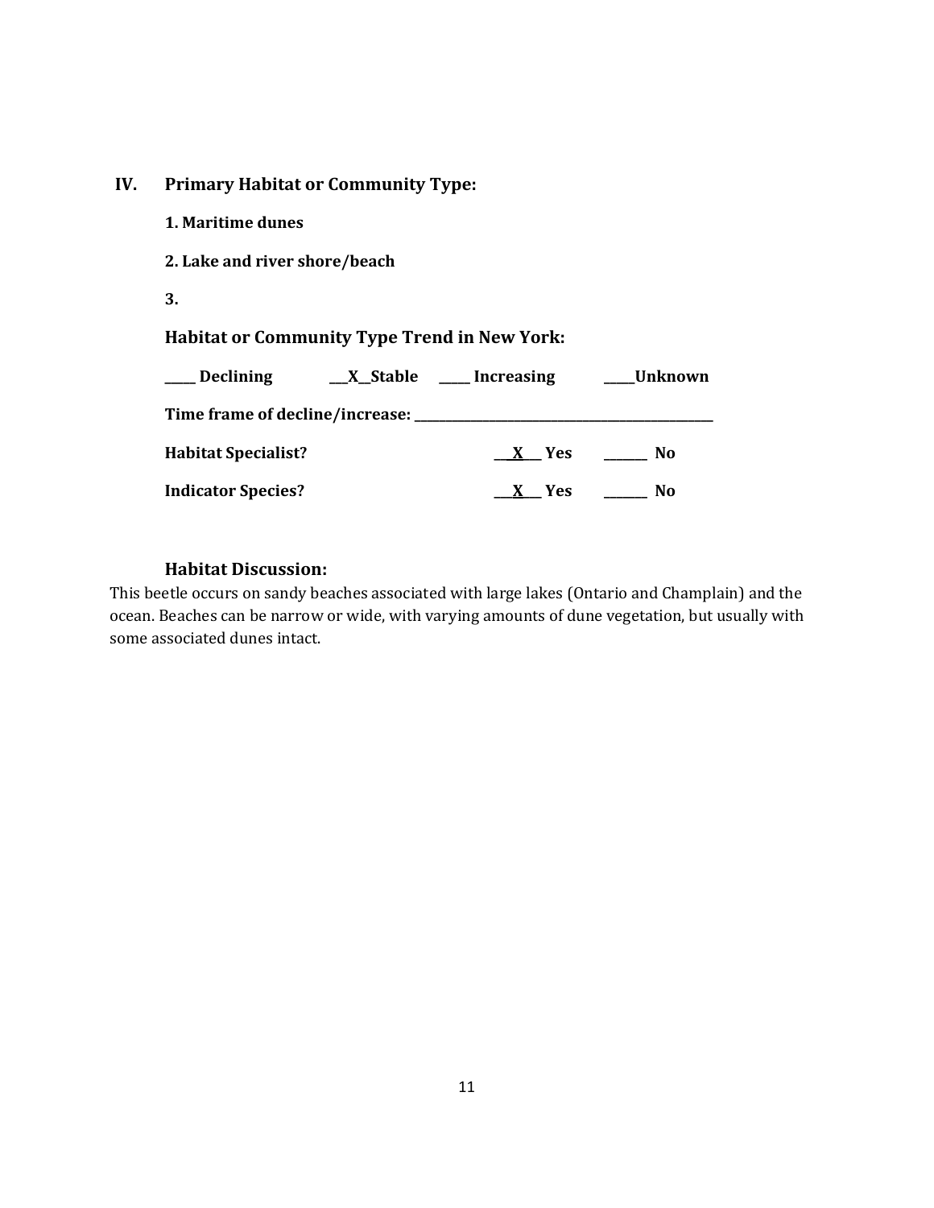## IV. Primary Habitat or Community Type:

**1. Maritime dunes**

**2. Lake and river shore/beach**

**3.**

**Habitat or Community Type Trend in New York:**

**\_\_\_\_\_ Declining \_\_\_X\_\_Stable \_\_\_\_\_ Increasing \_\_\_\_\_Unknown**

**Time frame of decline/increase: \_\_\_\_\_\_\_\_\_\_\_\_\_\_\_\_\_\_\_\_\_\_\_\_\_\_\_\_\_\_\_\_\_\_\_\_\_\_\_\_\_\_\_\_**

**Habitat Specialist? \_\_\_X\_\_\_ Yes \_\_\_\_\_\_\_ No**

**Indicator Species? \_\_\_X\_\_\_ Yes \_\_\_\_\_\_\_ No**

### Habitat Discussion:

This beetle occurs on sandy beaches associated with large lakes (Ontario and Champlain) and the ocean. Beaches can be narrow or wide, with varying amounts of dune vegetation, but usually with some associated dunes intact.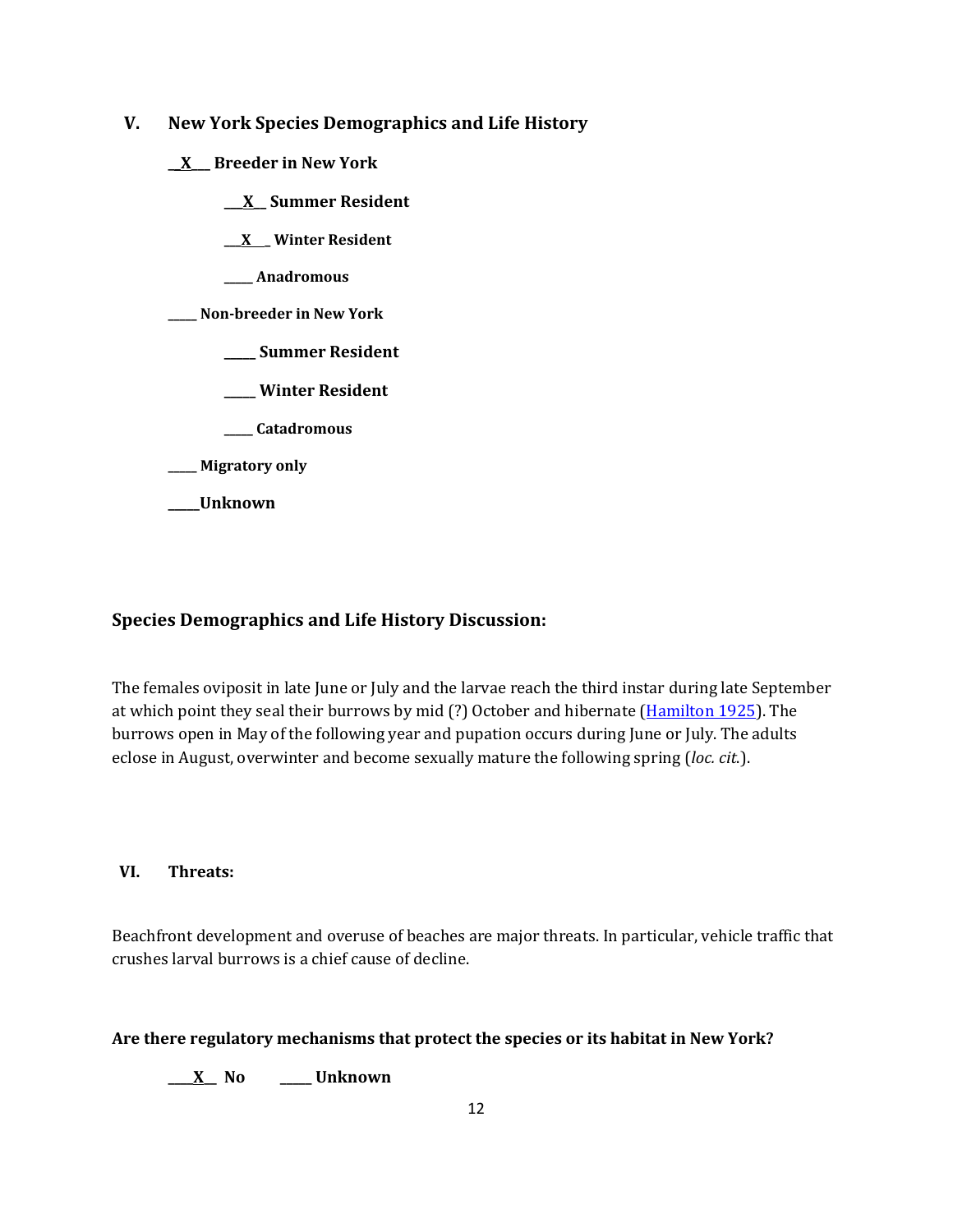## V. New York Species Demographics and Life History

**\_\_X\_\_\_ Breeder in New York**

> **\_\_\_X\_\_ Summer Resident**
>
> **\_\_\_X\_\_\_ Winter Resident**
>
> **\_\_\_\_\_ Anadromous**

**\_\_\_\_\_ Non-breeder in New York**

> **\_\_\_\_\_ Summer Resident**
>
> **\_\_\_\_\_ Winter Resident**
>
> **\_\_\_\_\_ Catadromous**

**\_\_\_\_\_ Migratory only**

**\_\_\_\_\_Unknown**

### Species Demographics and Life History Discussion:

The females oviposit in late June or July and the larvae reach the third instar during late September at which point they seal their burrows by mid (?) October and hibernate (Hamilton 1925). The burrows open in May of the following year and pupation occurs during June or July. The adults eclose in August, overwinter and become sexually mature the following spring (*loc. cit.*).

## VI. Threats:

Beachfront development and overuse of beaches are major threats. In particular, vehicle traffic that crushes larval burrows is a chief cause of decline.

**Are there regulatory mechanisms that protect the species or its habitat in New York?**

**\_\_\_\_X\_\_ No \_\_\_\_\_ Unknown**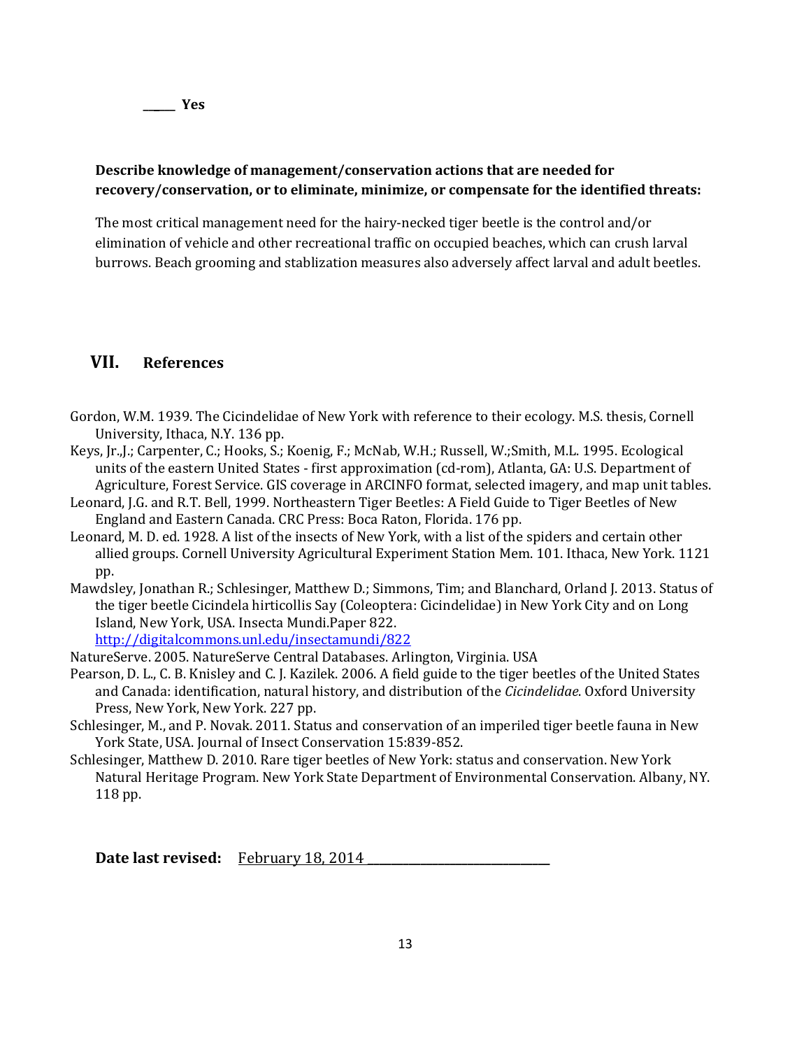\_\_\_\_\_ **Yes**

**Describe knowledge of management/conservation actions that are needed for recovery/conservation, or to eliminate, minimize, or compensate for the identified threats:**

The most critical management need for the hairy-necked tiger beetle is the control and/or elimination of vehicle and other recreational traffic on occupied beaches, which can crush larval burrows. Beach grooming and stablization measures also adversely affect larval and adult beetles.

## VII. References

Gordon, W.M. 1939. The Cicindelidae of New York with reference to their ecology. M.S. thesis, Cornell University, Ithaca, N.Y. 136 pp.

Keys, Jr.,J.; Carpenter, C.; Hooks, S.; Koenig, F.; McNab, W.H.; Russell, W.;Smith, M.L. 1995. Ecological units of the eastern United States - first approximation (cd-rom), Atlanta, GA: U.S. Department of Agriculture, Forest Service. GIS coverage in ARCINFO format, selected imagery, and map unit tables.

Leonard, J.G. and R.T. Bell, 1999. Northeastern Tiger Beetles: A Field Guide to Tiger Beetles of New England and Eastern Canada. CRC Press: Boca Raton, Florida. 176 pp.

Leonard, M. D. ed. 1928. A list of the insects of New York, with a list of the spiders and certain other allied groups. Cornell University Agricultural Experiment Station Mem. 101. Ithaca, New York. 1121 pp.

Mawdsley, Jonathan R.; Schlesinger, Matthew D.; Simmons, Tim; and Blanchard, Orland J. 2013. Status of the tiger beetle Cicindela hirticollis Say (Coleoptera: Cicindelidae) in New York City and on Long Island, New York, USA. Insecta Mundi.Paper 822. http://digitalcommons.unl.edu/insectamundi/822

NatureServe. 2005. NatureServe Central Databases. Arlington, Virginia. USA

Pearson, D. L., C. B. Knisley and C. J. Kazilek. 2006. A field guide to the tiger beetles of the United States and Canada: identification, natural history, and distribution of the *Cicindelidae*. Oxford University Press, New York, New York. 227 pp.

Schlesinger, M., and P. Novak. 2011. Status and conservation of an imperiled tiger beetle fauna in New York State, USA. Journal of Insect Conservation 15:839-852.

Schlesinger, Matthew D. 2010. Rare tiger beetles of New York: status and conservation. New York Natural Heritage Program. New York State Department of Environmental Conservation. Albany, NY. 118 pp.

**Date last revised:** February 18, 2014